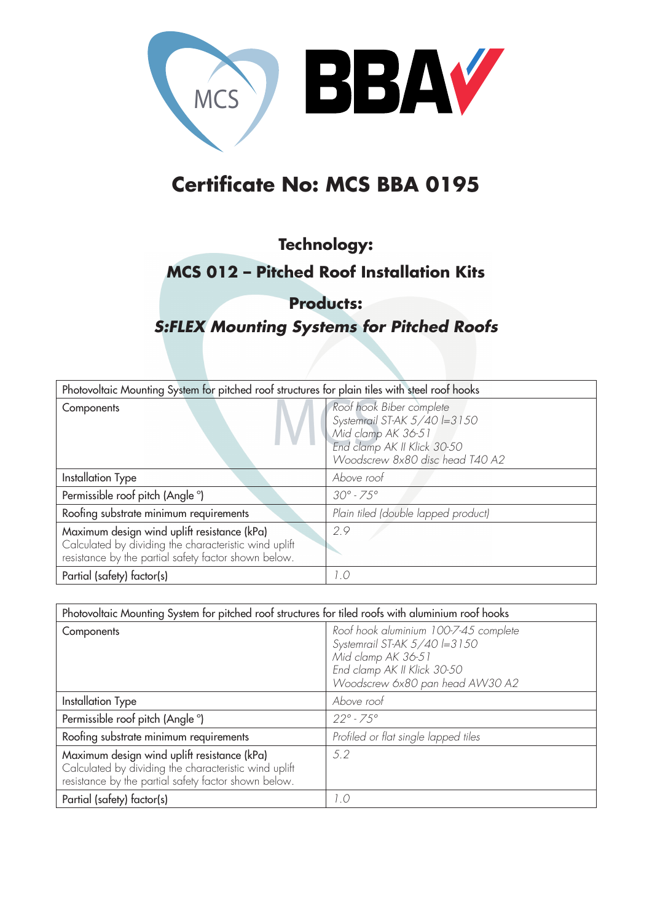# Certificate No: MCS BBA 0195

## Technology:

## MCS 012 – Pitched Roof Installation Kits

## Products:

## *S:FLEX Mounting Systems for Pitched Roofs*

| Photovoltaic Mounting System for pitched roof structures for plain tiles with steel roof hooks | |
|---|---|
| Components | *Roof hook Biber complete*<br>*Systemrail ST-AK 5/40 l=3150*<br>*Mid clamp AK 36-51*<br>*End clamp AK II Klick 30-50*<br>*Woodscrew 8x80 disc head T40 A2* |
| Installation Type | *Above roof* |
| Permissible roof pitch (Angle °) | *30° - 75°* |
| Roofing substrate minimum requirements | *Plain tiled (double lapped product)* |
| Maximum design wind uplift resistance (kPa)<br>Calculated by dividing the characteristic wind uplift resistance by the partial safety factor shown below. | *2.9* |
| Partial (safety) factor(s) | *1.0* |

| Photovoltaic Mounting System for pitched roof structures for tiled roofs with aluminium roof hooks | |
|---|---|
| Components | *Roof hook aluminium 100-7-45 complete*<br>*Systemrail ST-AK 5/40 l=3150*<br>*Mid clamp AK 36-51*<br>*End clamp AK II Klick 30-50*<br>*Woodscrew 6x80 pan head AW30 A2* |
| Installation Type | *Above roof* |
| Permissible roof pitch (Angle °) | *22° - 75°* |
| Roofing substrate minimum requirements | *Profiled or flat single lapped tiles* |
| Maximum design wind uplift resistance (kPa)<br>Calculated by dividing the characteristic wind uplift resistance by the partial safety factor shown below. | *5.2* |
| Partial (safety) factor(s) | *1.0* |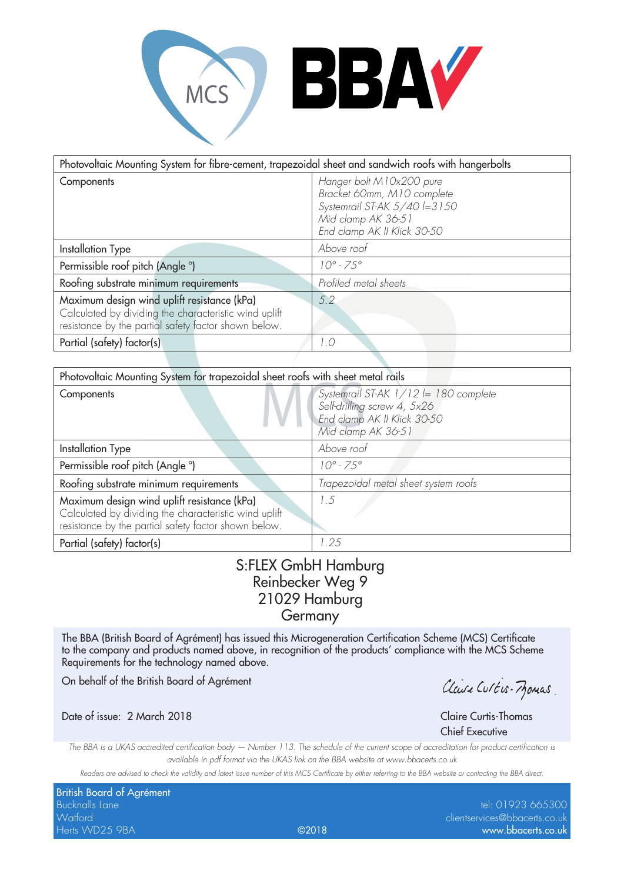| Photovoltaic Mounting System for fibre-cement, trapezoidal sheet and sandwich roofs with hangerbolts | |
|---|---|
| Components | *Hanger bolt M10x200 pure*<br>*Bracket 60mm, M10 complete*<br>*Systemrail ST-AK 5/40 l=3150*<br>*Mid clamp AK 36-51*<br>*End clamp AK II Klick 30-50* |
| Installation Type | *Above roof* |
| Permissible roof pitch (Angle °) | *10° - 75°* |
| Roofing substrate minimum requirements | *Profiled metal sheets* |
| Maximum design wind uplift resistance (kPa)<br>Calculated by dividing the characteristic wind uplift resistance by the partial safety factor shown below. | *5.2* |
| Partial (safety) factor(s) | *1.0* |

| Photovoltaic Mounting System for trapezoidal sheet roofs with sheet metal rails | |
|---|---|
| Components | *Systemrail ST-AK 1/12 l= 180 complete*<br>*Self-drilling screw 4, 5x26*<br>*End clamp AK II Klick 30-50*<br>*Mid clamp AK 36-51* |
| Installation Type | *Above roof* |
| Permissible roof pitch (Angle °) | *10° - 75°* |
| Roofing substrate minimum requirements | *Trapezoidal metal sheet system roofs* |
| Maximum design wind uplift resistance (kPa)<br>Calculated by dividing the characteristic wind uplift resistance by the partial safety factor shown below. | *1.5* |
| Partial (safety) factor(s) | *1.25* |

S:FLEX GmbH Hamburg
Reinbecker Weg 9
21029 Hamburg
Germany

The BBA (British Board of Agrément) has issued this Microgeneration Certification Scheme (MCS) Certificate to the company and products named above, in recognition of the products' compliance with the MCS Scheme Requirements for the technology named above.

On behalf of the British Board of Agrément

Date of issue: 2 March 2018

Claire Curtis-Thomas
Chief Executive

*The BBA is a UKAS accredited certification body — Number 113. The schedule of the current scope of accreditation for product certification is available in pdf format via the UKAS link on the BBA website at www.bbacerts.co.uk*

*Readers are advised to check the validity and latest issue number of this MCS Certificate by either referring to the BBA website or contacting the BBA direct.*

British Board of Agrément
Bucknalls Lane
Watford
Herts WD25 9BA

©2018

tel: 01923 665300
clientservices@bbacerts.co.uk
www.bbacerts.co.uk